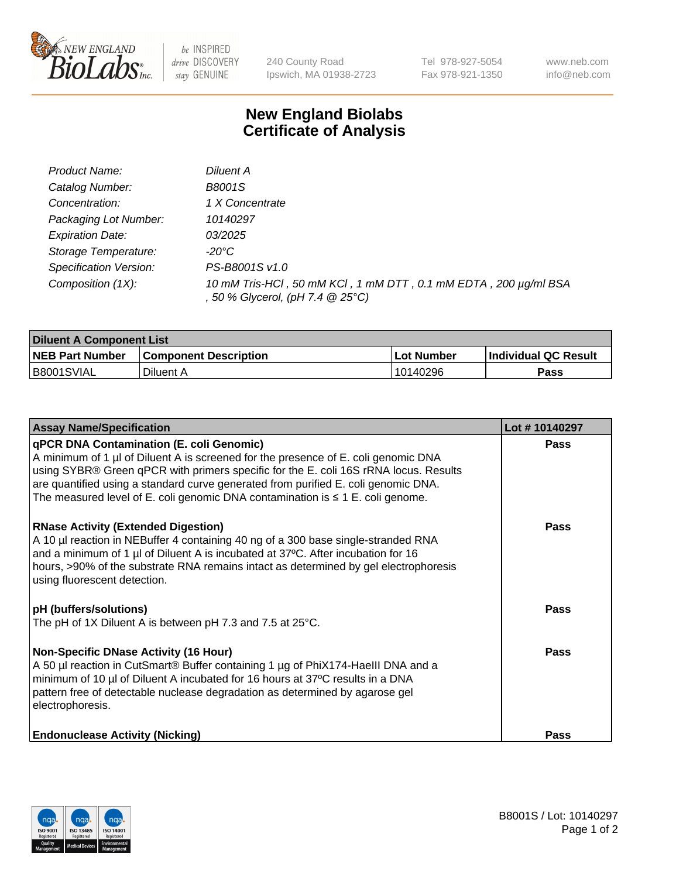# New England Biolabs
# Certificate of Analysis

| | |
|---|---|
| *Product Name:* | *Diluent A* |
| *Catalog Number:* | *B8001S* |
| *Concentration:* | *1 X Concentrate* |
| *Packaging Lot Number:* | *10140297* |
| *Expiration Date:* | *03/2025* |
| *Storage Temperature:* | *-20°C* |
| *Specification Version:* | *PS-B8001S v1.0* |
| *Composition (1X):* | *10 mM Tris-HCl , 50 mM KCl , 1 mM DTT , 0.1 mM EDTA , 200 µg/ml BSA , 50 % Glycerol, (pH 7.4 @ 25°C)* |

| **Diluent A Component List** | | | |
|---|---|---|---|
| **NEB Part Number** | **Component Description** | **Lot Number** | **Individual QC Result** |
| B8001SVIAL | Diluent A | 10140296 | **Pass** |

| **Assay Name/Specification** | **Lot # 10140297** |
|---|---|
| **qPCR DNA Contamination (E. coli Genomic)**<br>A minimum of 1 µl of Diluent A is screened for the presence of E. coli genomic DNA using SYBR® Green qPCR with primers specific for the E. coli 16S rRNA locus. Results are quantified using a standard curve generated from purified E. coli genomic DNA. The measured level of E. coli genomic DNA contamination is ≤ 1 E. coli genome. | **Pass** |
| **RNase Activity (Extended Digestion)**<br>A 10 µl reaction in NEBuffer 4 containing 40 ng of a 300 base single-stranded RNA and a minimum of 1 µl of Diluent A is incubated at 37°C. After incubation for 16 hours, >90% of the substrate RNA remains intact as determined by gel electrophoresis using fluorescent detection. | **Pass** |
| **pH (buffers/solutions)**<br>The pH of 1X Diluent A is between pH 7.3 and 7.5 at 25°C. | **Pass** |
| **Non-Specific DNase Activity (16 Hour)**<br>A 50 µl reaction in CutSmart® Buffer containing 1 µg of PhiX174-HaeIII DNA and a minimum of 10 µl of Diluent A incubated for 16 hours at 37ºC results in a DNA pattern free of detectable nuclease degradation as determined by agarose gel electrophoresis. | **Pass** |
| **Endonuclease Activity (Nicking)** | **Pass** |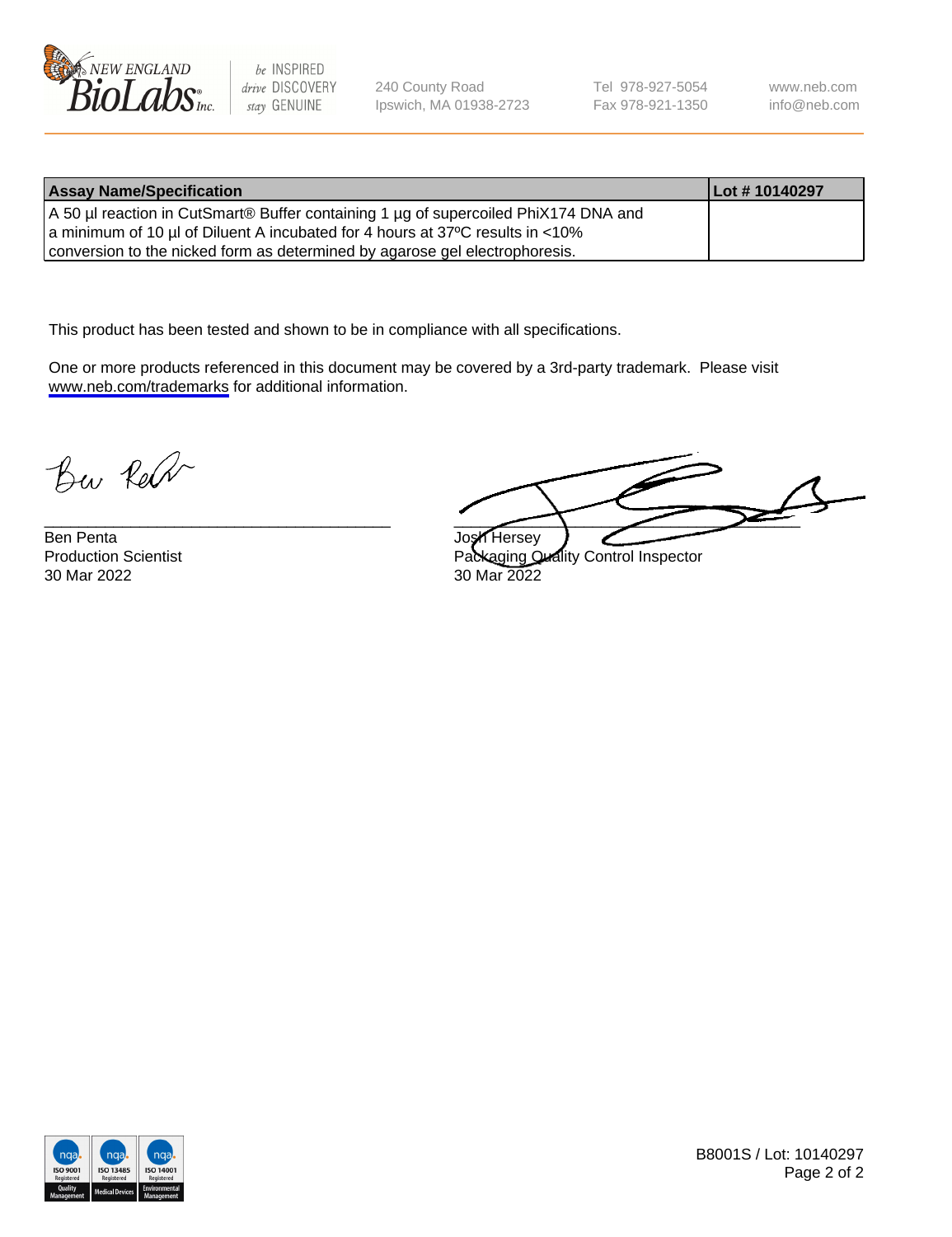| Assay Name/Specification | Lot # 10140297 |
|---|---|
| A 50 µl reaction in CutSmart® Buffer containing 1 µg of supercoiled PhiX174 DNA and a minimum of 10 µl of Diluent A incubated for 4 hours at 37ºC results in <10% conversion to the nicked form as determined by agarose gel electrophoresis. | |

This product has been tested and shown to be in compliance with all specifications.

One or more products referenced in this document may be covered by a 3rd-party trademark. Please visit www.neb.com/trademarks for additional information.

Ben Penta
Production Scientist
30 Mar 2022

Josh Hersey
Packaging Quality Control Inspector
30 Mar 2022

B8001S / Lot: 10140297